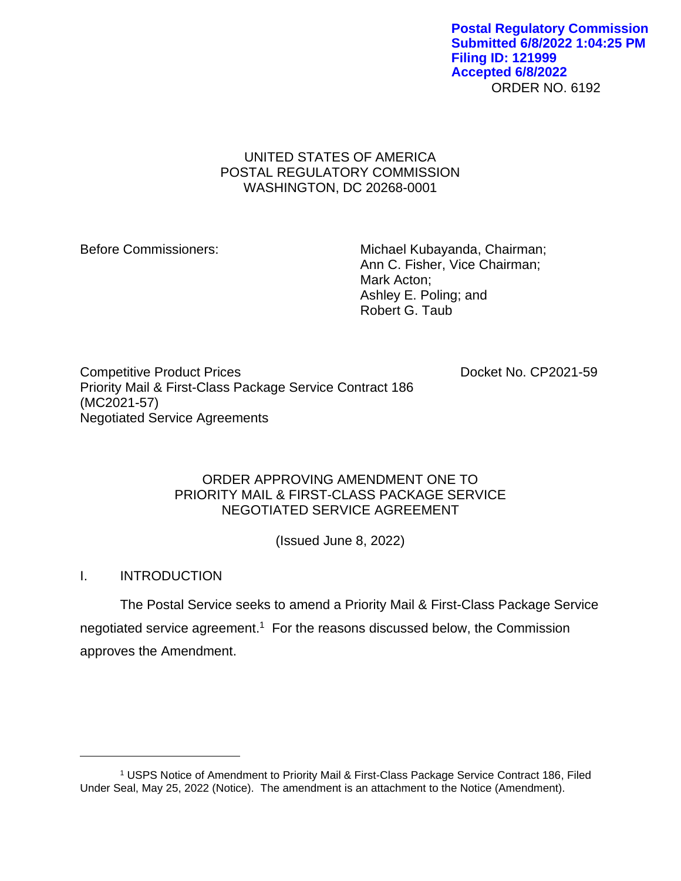Postal Regulatory Commission
Submitted 6/8/2022 1:04:25 PM
Filing ID: 121999
Accepted 6/8/2022

ORDER NO. 6192

UNITED STATES OF AMERICA
POSTAL REGULATORY COMMISSION
WASHINGTON, DC 20268-0001

Before Commissioners:

Michael Kubayanda, Chairman;
Ann C. Fisher, Vice Chairman;
Mark Acton;
Ashley E. Poling; and
Robert G. Taub

Competitive Product Prices
Priority Mail & First-Class Package Service Contract 186
(MC2021-57)
Negotiated Service Agreements

Docket No. CP2021-59

# ORDER APPROVING AMENDMENT ONE TO PRIORITY MAIL & FIRST-CLASS PACKAGE SERVICE NEGOTIATED SERVICE AGREEMENT

(Issued June 8, 2022)

## I. INTRODUCTION

The Postal Service seeks to amend a Priority Mail & First-Class Package Service negotiated service agreement.[1] For the reasons discussed below, the Commission approves the Amendment.

---

[1] USPS Notice of Amendment to Priority Mail & First-Class Package Service Contract 186, Filed Under Seal, May 25, 2022 (Notice). The amendment is an attachment to the Notice (Amendment).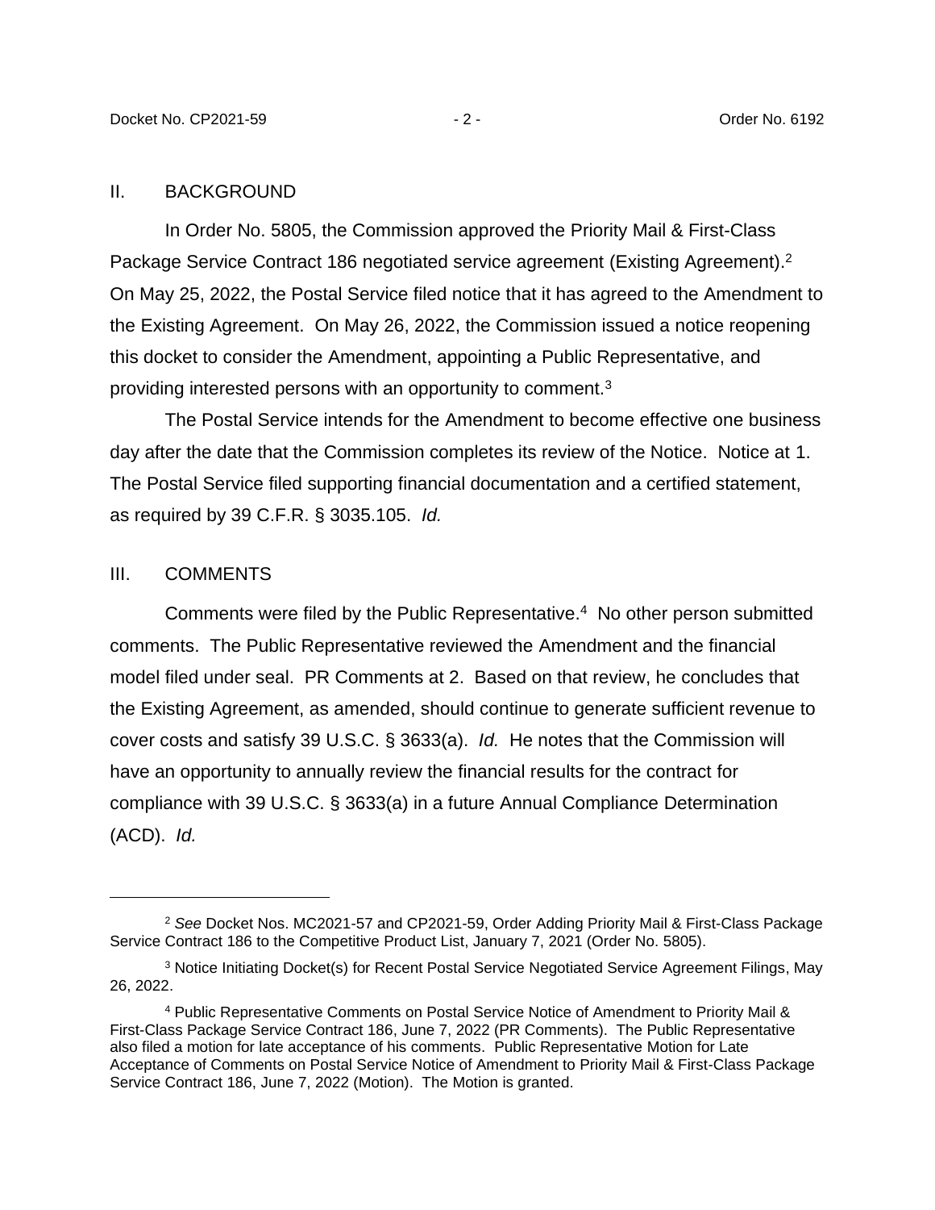## II. BACKGROUND

In Order No. 5805, the Commission approved the Priority Mail & First-Class Package Service Contract 186 negotiated service agreement (Existing Agreement).[2] On May 25, 2022, the Postal Service filed notice that it has agreed to the Amendment to the Existing Agreement. On May 26, 2022, the Commission issued a notice reopening this docket to consider the Amendment, appointing a Public Representative, and providing interested persons with an opportunity to comment.[3]

The Postal Service intends for the Amendment to become effective one business day after the date that the Commission completes its review of the Notice. Notice at 1. The Postal Service filed supporting financial documentation and a certified statement, as required by 39 C.F.R. § 3035.105. *Id.*

## III. COMMENTS

Comments were filed by the Public Representative.[4] No other person submitted comments. The Public Representative reviewed the Amendment and the financial model filed under seal. PR Comments at 2. Based on that review, he concludes that the Existing Agreement, as amended, should continue to generate sufficient revenue to cover costs and satisfy 39 U.S.C. § 3633(a). *Id.* He notes that the Commission will have an opportunity to annually review the financial results for the contract for compliance with 39 U.S.C. § 3633(a) in a future Annual Compliance Determination (ACD). *Id.*

---

[2] *See* Docket Nos. MC2021-57 and CP2021-59, Order Adding Priority Mail & First-Class Package Service Contract 186 to the Competitive Product List, January 7, 2021 (Order No. 5805).

[3] Notice Initiating Docket(s) for Recent Postal Service Negotiated Service Agreement Filings, May 26, 2022.

[4] Public Representative Comments on Postal Service Notice of Amendment to Priority Mail & First-Class Package Service Contract 186, June 7, 2022 (PR Comments). The Public Representative also filed a motion for late acceptance of his comments. Public Representative Motion for Late Acceptance of Comments on Postal Service Notice of Amendment to Priority Mail & First-Class Package Service Contract 186, June 7, 2022 (Motion). The Motion is granted.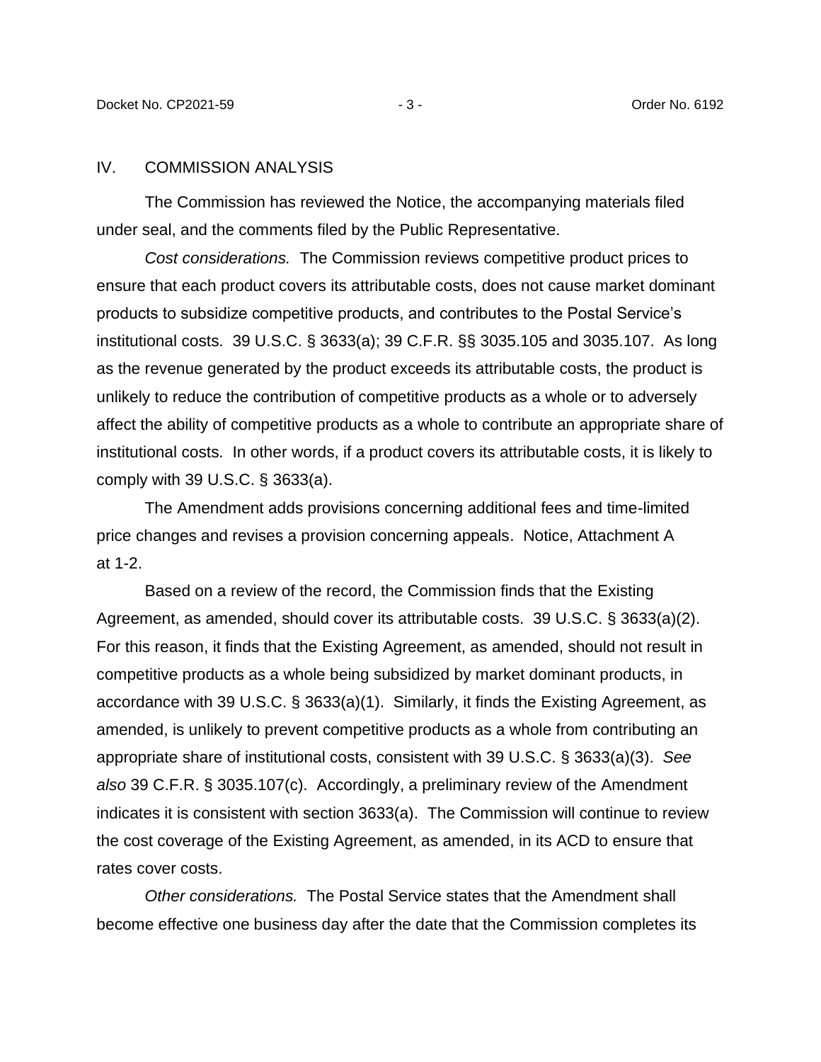## IV. COMMISSION ANALYSIS

The Commission has reviewed the Notice, the accompanying materials filed under seal, and the comments filed by the Public Representative.

*Cost considerations.* The Commission reviews competitive product prices to ensure that each product covers its attributable costs, does not cause market dominant products to subsidize competitive products, and contributes to the Postal Service's institutional costs. 39 U.S.C. § 3633(a); 39 C.F.R. §§ 3035.105 and 3035.107. As long as the revenue generated by the product exceeds its attributable costs, the product is unlikely to reduce the contribution of competitive products as a whole or to adversely affect the ability of competitive products as a whole to contribute an appropriate share of institutional costs. In other words, if a product covers its attributable costs, it is likely to comply with 39 U.S.C. § 3633(a).

The Amendment adds provisions concerning additional fees and time-limited price changes and revises a provision concerning appeals. Notice, Attachment A at 1-2.

Based on a review of the record, the Commission finds that the Existing Agreement, as amended, should cover its attributable costs. 39 U.S.C. § 3633(a)(2). For this reason, it finds that the Existing Agreement, as amended, should not result in competitive products as a whole being subsidized by market dominant products, in accordance with 39 U.S.C. § 3633(a)(1). Similarly, it finds the Existing Agreement, as amended, is unlikely to prevent competitive products as a whole from contributing an appropriate share of institutional costs, consistent with 39 U.S.C. § 3633(a)(3). *See also* 39 C.F.R. § 3035.107(c). Accordingly, a preliminary review of the Amendment indicates it is consistent with section 3633(a). The Commission will continue to review the cost coverage of the Existing Agreement, as amended, in its ACD to ensure that rates cover costs.

*Other considerations.* The Postal Service states that the Amendment shall become effective one business day after the date that the Commission completes its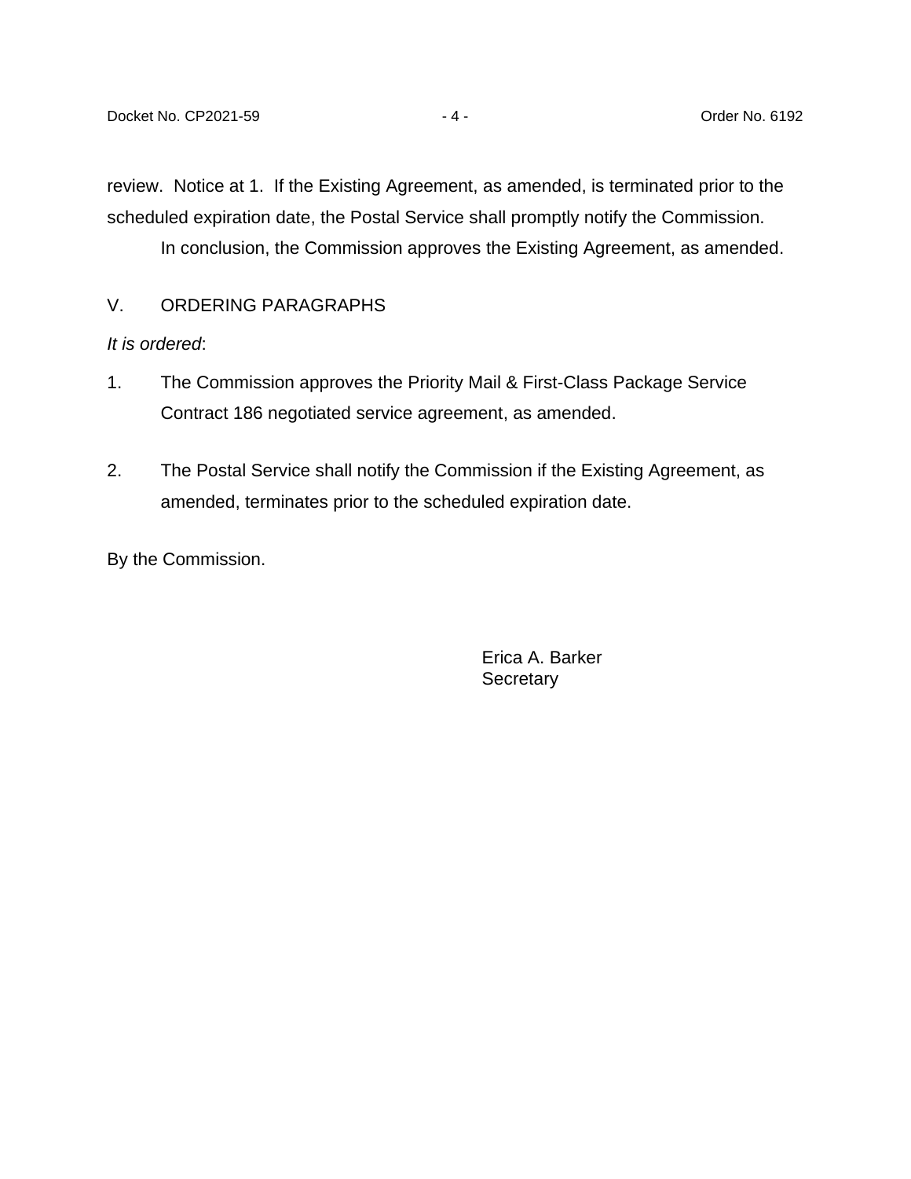review. Notice at 1. If the Existing Agreement, as amended, is terminated prior to the scheduled expiration date, the Postal Service shall promptly notify the Commission.

In conclusion, the Commission approves the Existing Agreement, as amended.

## V. ORDERING PARAGRAPHS

*It is ordered*:

1. The Commission approves the Priority Mail & First-Class Package Service Contract 186 negotiated service agreement, as amended.

2. The Postal Service shall notify the Commission if the Existing Agreement, as amended, terminates prior to the scheduled expiration date.

By the Commission.

Erica A. Barker
Secretary